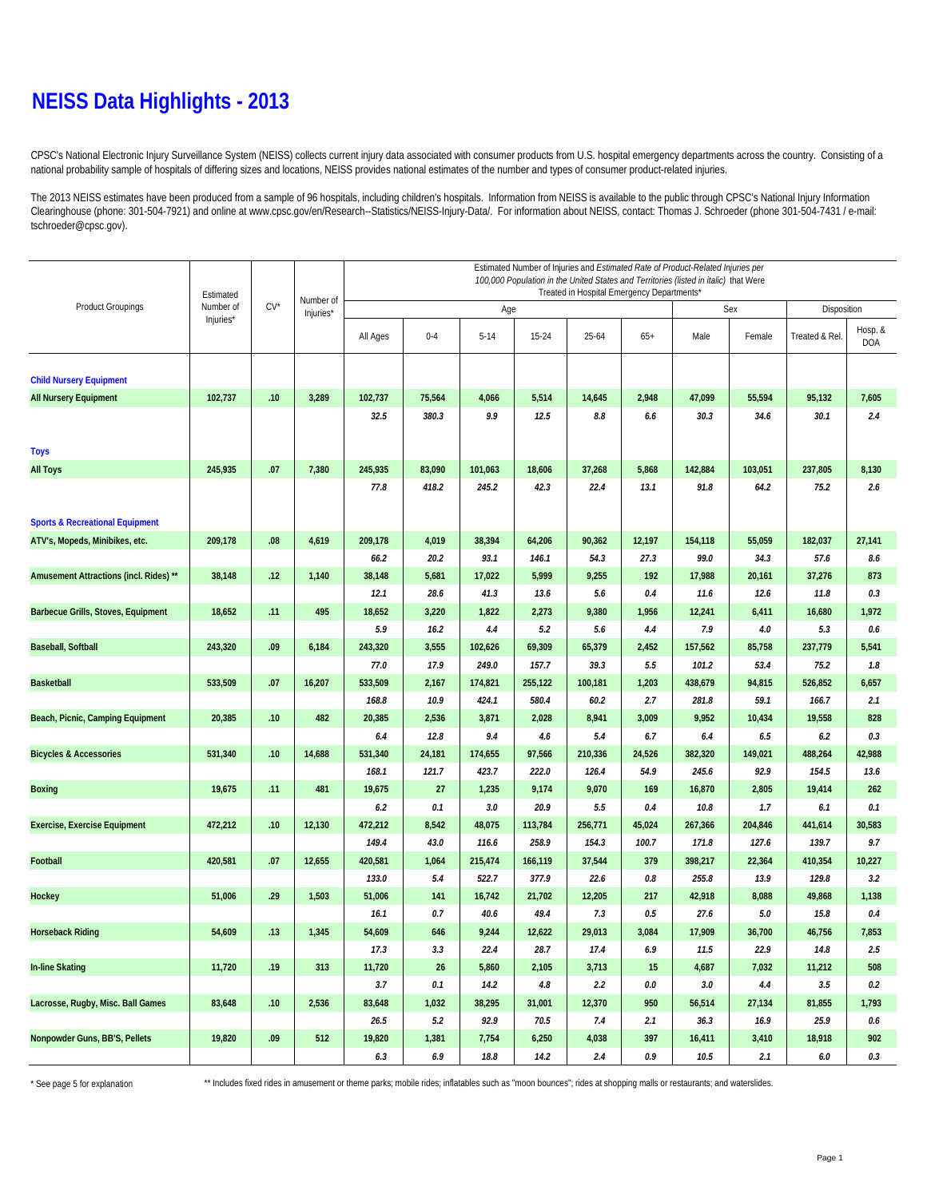# NEISS Data Highlights - 2013

CPSC's National Electronic Injury Surveillance System (NEISS) collects current injury data associated with consumer products from U.S. hospital emergency departments across the country. Consisting of a national probability sample of hospitals of differing sizes and locations, NEISS provides national estimates of the number and types of consumer product-related injuries.

The 2013 NEISS estimates have been produced from a sample of 96 hospitals, including children's hospitals. Information from NEISS is available to the public through CPSC's National Injury Information Clearinghouse (phone: 301-504-7921) and online at www.cpsc.gov/en/Research--Statistics/NEISS-Injury-Data/. For information about NEISS, contact: Thomas J. Schroeder (phone 301-504-7431 / e-mail: tschroeder@cpsc.gov).

| Product Groupings | Estimated Number of Injuries* | CV* | Number of Injuries* | Estimated Number of Injuries and *Estimated Rate of Product-Related Injuries per 100,000 Population in the United States and Territories (listed in italic)* that Were Treated in Hospital Emergency Departments* | | | | | | | | | |
|---|---|---|---|---|---|---|---|---|---|---|---|---|
| | | | | Age | | | | | | Sex | | Disposition | |
| | | | | All Ages | 0-4 | 5-14 | 15-24 | 25-64 | 65+ | Male | Female | Treated & Rel. | Hosp. & DOA |
| **Child Nursery Equipment** | | | | | | | | | | | | | |
| **All Nursery Equipment** | 102,737 | .10 | 3,289 | 102,737 | 75,564 | 4,066 | 5,514 | 14,645 | 2,948 | 47,099 | 55,594 | 95,132 | 7,605 |
| | | | | *32.5* | *380.3* | *9.9* | *12.5* | *8.8* | *6.6* | *30.3* | *34.6* | *30.1* | *2.4* |
| **Toys** | | | | | | | | | | | | | |
| **All Toys** | 245,935 | .07 | 7,380 | 245,935 | 83,090 | 101,063 | 18,606 | 37,268 | 5,868 | 142,884 | 103,051 | 237,805 | 8,130 |
| | | | | *77.8* | *418.2* | *245.2* | *42.3* | *22.4* | *13.1* | *91.8* | *64.2* | *75.2* | *2.6* |
| **Sports & Recreational Equipment** | | | | | | | | | | | | | |
| **ATV's, Mopeds, Minibikes, etc.** | 209,178 | .08 | 4,619 | 209,178 | 4,019 | 38,394 | 64,206 | 90,362 | 12,197 | 154,118 | 55,059 | 182,037 | 27,141 |
| | | | | *66.2* | *20.2* | *93.1* | *146.1* | *54.3* | *27.3* | *99.0* | *34.3* | *57.6* | *8.6* |
| **Amusement Attractions (incl. Rides) \*\*** | 38,148 | .12 | 1,140 | 38,148 | 5,681 | 17,022 | 5,999 | 9,255 | 192 | 17,988 | 20,161 | 37,276 | 873 |
| | | | | *12.1* | *28.6* | *41.3* | *13.6* | *5.6* | *0.4* | *11.6* | *12.6* | *11.8* | *0.3* |
| **Barbecue Grills, Stoves, Equipment** | 18,652 | .11 | 495 | 18,652 | 3,220 | 1,822 | 2,273 | 9,380 | 1,956 | 12,241 | 6,411 | 16,680 | 1,972 |
| | | | | *5.9* | *16.2* | *4.4* | *5.2* | *5.6* | *4.4* | *7.9* | *4.0* | *5.3* | *0.6* |
| **Baseball, Softball** | 243,320 | .09 | 6,184 | 243,320 | 3,555 | 102,626 | 69,309 | 65,379 | 2,452 | 157,562 | 85,758 | 237,779 | 5,541 |
| | | | | *77.0* | *17.9* | *249.0* | *157.7* | *39.3* | *5.5* | *101.2* | *53.4* | *75.2* | *1.8* |
| **Basketball** | 533,509 | .07 | 16,207 | 533,509 | 2,167 | 174,821 | 255,122 | 100,181 | 1,203 | 438,679 | 94,815 | 526,852 | 6,657 |
| | | | | *168.8* | *10.9* | *424.1* | *580.4* | *60.2* | *2.7* | *281.8* | *59.1* | *166.7* | *2.1* |
| **Beach, Picnic, Camping Equipment** | 20,385 | .10 | 482 | 20,385 | 2,536 | 3,871 | 2,028 | 8,941 | 3,009 | 9,952 | 10,434 | 19,558 | 828 |
| | | | | *6.4* | *12.8* | *9.4* | *4.6* | *5.4* | *6.7* | *6.4* | *6.5* | *6.2* | *0.3* |
| **Bicycles & Accessories** | 531,340 | .10 | 14,688 | 531,340 | 24,181 | 174,655 | 97,566 | 210,336 | 24,526 | 382,320 | 149,021 | 488,264 | 42,988 |
| | | | | *168.1* | *121.7* | *423.7* | *222.0* | *126.4* | *54.9* | *245.6* | *92.9* | *154.5* | *13.6* |
| **Boxing** | 19,675 | .11 | 481 | 19,675 | 27 | 1,235 | 9,174 | 9,070 | 169 | 16,870 | 2,805 | 19,414 | 262 |
| | | | | *6.2* | *0.1* | *3.0* | *20.9* | *5.5* | *0.4* | *10.8* | *1.7* | *6.1* | *0.1* |
| **Exercise, Exercise Equipment** | 472,212 | .10 | 12,130 | 472,212 | 8,542 | 48,075 | 113,784 | 256,771 | 45,024 | 267,366 | 204,846 | 441,614 | 30,583 |
| | | | | *149.4* | *43.0* | *116.6* | *258.9* | *154.3* | *100.7* | *171.8* | *127.6* | *139.7* | *9.7* |
| **Football** | 420,581 | .07 | 12,655 | 420,581 | 1,064 | 215,474 | 166,119 | 37,544 | 379 | 398,217 | 22,364 | 410,354 | 10,227 |
| | | | | *133.0* | *5.4* | *522.7* | *377.9* | *22.6* | *0.8* | *255.8* | *13.9* | *129.8* | *3.2* |
| **Hockey** | 51,006 | .29 | 1,503 | 51,006 | 141 | 16,742 | 21,702 | 12,205 | 217 | 42,918 | 8,088 | 49,868 | 1,138 |
| | | | | *16.1* | *0.7* | *40.6* | *49.4* | *7.3* | *0.5* | *27.6* | *5.0* | *15.8* | *0.4* |
| **Horseback Riding** | 54,609 | .13 | 1,345 | 54,609 | 646 | 9,244 | 12,622 | 29,013 | 3,084 | 17,909 | 36,700 | 46,756 | 7,853 |
| | | | | *17.3* | *3.3* | *22.4* | *28.7* | *17.4* | *6.9* | *11.5* | *22.9* | *14.8* | *2.5* |
| **In-line Skating** | 11,720 | .19 | 313 | 11,720 | 26 | 5,860 | 2,105 | 3,713 | 15 | 4,687 | 7,032 | 11,212 | 508 |
| | | | | *3.7* | *0.1* | *14.2* | *4.8* | *2.2* | *0.0* | *3.0* | *4.4* | *3.5* | *0.2* |
| **Lacrosse, Rugby, Misc. Ball Games** | 83,648 | .10 | 2,536 | 83,648 | 1,032 | 38,295 | 31,001 | 12,370 | 950 | 56,514 | 27,134 | 81,855 | 1,793 |
| | | | | *26.5* | *5.2* | *92.9* | *70.5* | *7.4* | *2.1* | *36.3* | *16.9* | *25.9* | *0.6* |
| **Nonpowder Guns, BB'S, Pellets** | 19,820 | .09 | 512 | 19,820 | 1,381 | 7,754 | 6,250 | 4,038 | 397 | 16,411 | 3,410 | 18,918 | 902 |
| | | | | *6.3* | *6.9* | *18.8* | *14.2* | *2.4* | *0.9* | *10.5* | *2.1* | *6.0* | *0.3* |

\* See page 5 for explanation

\*\* Includes fixed rides in amusement or theme parks; mobile rides; inflatables such as "moon bounces"; rides at shopping malls or restaurants; and waterslides.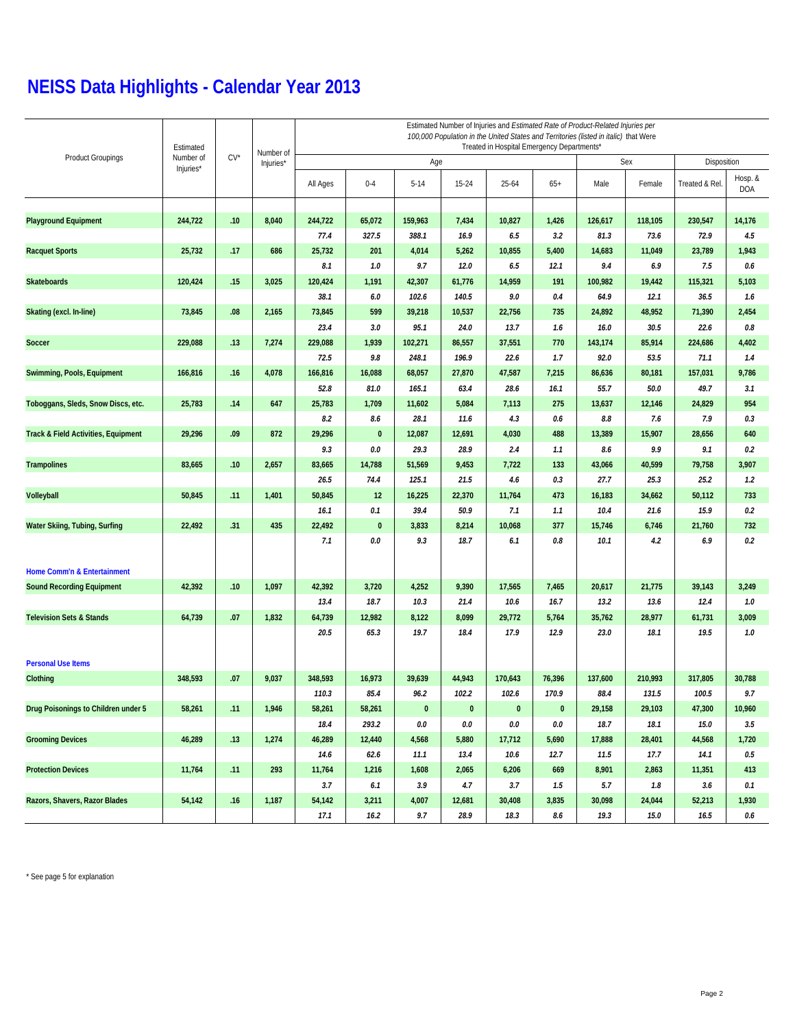# NEISS Data Highlights - Calendar Year 2013

| Product Groupings | Estimated Number of Injuries* | CV* | Number of Injuries* | Estimated Number of Injuries and *Estimated Rate of Product-Related Injuries per 100,000 Population in the United States and Territories (listed in italic)* that Were Treated in Hospital Emergency Departments* | | | | | | | | | |
|---|---|---|---|---|---|---|---|---|---|---|---|---|---|
| | | | | Age | | | | | | Sex | | Disposition | |
| | | | | All Ages | 0-4 | 5-14 | 15-24 | 25-64 | 65+ | Male | Female | Treated & Rel. | Hosp. & DOA |
| **Playground Equipment** | 244,722 | .10 | 8,040 | 244,722 | 65,072 | 159,963 | 7,434 | 10,827 | 1,426 | 126,617 | 118,105 | 230,547 | 14,176 |
| | | | | *77.4* | *327.5* | *388.1* | *16.9* | *6.5* | *3.2* | *81.3* | *73.6* | *72.9* | *4.5* |
| **Racquet Sports** | 25,732 | .17 | 686 | 25,732 | 201 | 4,014 | 5,262 | 10,855 | 5,400 | 14,683 | 11,049 | 23,789 | 1,943 |
| | | | | *8.1* | *1.0* | *9.7* | *12.0* | *6.5* | *12.1* | *9.4* | *6.9* | *7.5* | *0.6* |
| **Skateboards** | 120,424 | .15 | 3,025 | 120,424 | 1,191 | 42,307 | 61,776 | 14,959 | 191 | 100,982 | 19,442 | 115,321 | 5,103 |
| | | | | *38.1* | *6.0* | *102.6* | *140.5* | *9.0* | *0.4* | *64.9* | *12.1* | *36.5* | *1.6* |
| **Skating (excl. In-line)** | 73,845 | .08 | 2,165 | 73,845 | 599 | 39,218 | 10,537 | 22,756 | 735 | 24,892 | 48,952 | 71,390 | 2,454 |
| | | | | *23.4* | *3.0* | *95.1* | *24.0* | *13.7* | *1.6* | *16.0* | *30.5* | *22.6* | *0.8* |
| **Soccer** | 229,088 | .13 | 7,274 | 229,088 | 1,939 | 102,271 | 86,557 | 37,551 | 770 | 143,174 | 85,914 | 224,686 | 4,402 |
| | | | | *72.5* | *9.8* | *248.1* | *196.9* | *22.6* | *1.7* | *92.0* | *53.5* | *71.1* | *1.4* |
| **Swimming, Pools, Equipment** | 166,816 | .16 | 4,078 | 166,816 | 16,088 | 68,057 | 27,870 | 47,587 | 7,215 | 86,636 | 80,181 | 157,031 | 9,786 |
| | | | | *52.8* | *81.0* | *165.1* | *63.4* | *28.6* | *16.1* | *55.7* | *50.0* | *49.7* | *3.1* |
| **Toboggans, Sleds, Snow Discs, etc.** | 25,783 | .14 | 647 | 25,783 | 1,709 | 11,602 | 5,084 | 7,113 | 275 | 13,637 | 12,146 | 24,829 | 954 |
| | | | | *8.2* | *8.6* | *28.1* | *11.6* | *4.3* | *0.6* | *8.8* | *7.6* | *7.9* | *0.3* |
| **Track & Field Activities, Equipment** | 29,296 | .09 | 872 | 29,296 | 0 | 12,087 | 12,691 | 4,030 | 488 | 13,389 | 15,907 | 28,656 | 640 |
| | | | | *9.3* | *0.0* | *29.3* | *28.9* | *2.4* | *1.1* | *8.6* | *9.9* | *9.1* | *0.2* |
| **Trampolines** | 83,665 | .10 | 2,657 | 83,665 | 14,788 | 51,569 | 9,453 | 7,722 | 133 | 43,066 | 40,599 | 79,758 | 3,907 |
| | | | | *26.5* | *74.4* | *125.1* | *21.5* | *4.6* | *0.3* | *27.7* | *25.3* | *25.2* | *1.2* |
| **Volleyball** | 50,845 | .11 | 1,401 | 50,845 | 12 | 16,225 | 22,370 | 11,764 | 473 | 16,183 | 34,662 | 50,112 | 733 |
| | | | | *16.1* | *0.1* | *39.4* | *50.9* | *7.1* | *1.1* | *10.4* | *21.6* | *15.9* | *0.2* |
| **Water Skiing, Tubing, Surfing** | 22,492 | .31 | 435 | 22,492 | 0 | 3,833 | 8,214 | 10,068 | 377 | 15,746 | 6,746 | 21,760 | 732 |
| | | | | *7.1* | *0.0* | *9.3* | *18.7* | *6.1* | *0.8* | *10.1* | *4.2* | *6.9* | *0.2* |
| **Home Comm'n & Entertainment** | | | | | | | | | | | | | |
| **Sound Recording Equipment** | 42,392 | .10 | 1,097 | 42,392 | 3,720 | 4,252 | 9,390 | 17,565 | 7,465 | 20,617 | 21,775 | 39,143 | 3,249 |
| | | | | *13.4* | *18.7* | *10.3* | *21.4* | *10.6* | *16.7* | *13.2* | *13.6* | *12.4* | *1.0* |
| **Television Sets & Stands** | 64,739 | .07 | 1,832 | 64,739 | 12,982 | 8,122 | 8,099 | 29,772 | 5,764 | 35,762 | 28,977 | 61,731 | 3,009 |
| | | | | *20.5* | *65.3* | *19.7* | *18.4* | *17.9* | *12.9* | *23.0* | *18.1* | *19.5* | *1.0* |
| **Personal Use Items** | | | | | | | | | | | | | |
| **Clothing** | 348,593 | .07 | 9,037 | 348,593 | 16,973 | 39,639 | 44,943 | 170,643 | 76,396 | 137,600 | 210,993 | 317,805 | 30,788 |
| | | | | *110.3* | *85.4* | *96.2* | *102.2* | *102.6* | *170.9* | *88.4* | *131.5* | *100.5* | *9.7* |
| **Drug Poisonings to Children under 5** | 58,261 | .11 | 1,946 | 58,261 | 58,261 | 0 | 0 | 0 | 0 | 29,158 | 29,103 | 47,300 | 10,960 |
| | | | | *18.4* | *293.2* | *0.0* | *0.0* | *0.0* | *0.0* | *18.7* | *18.1* | *15.0* | *3.5* |
| **Grooming Devices** | 46,289 | .13 | 1,274 | 46,289 | 12,440 | 4,568 | 5,880 | 17,712 | 5,690 | 17,888 | 28,401 | 44,568 | 1,720 |
| | | | | *14.6* | *62.6* | *11.1* | *13.4* | *10.6* | *12.7* | *11.5* | *17.7* | *14.1* | *0.5* |
| **Protection Devices** | 11,764 | .11 | 293 | 11,764 | 1,216 | 1,608 | 2,065 | 6,206 | 669 | 8,901 | 2,863 | 11,351 | 413 |
| | | | | *3.7* | *6.1* | *3.9* | *4.7* | *3.7* | *1.5* | *5.7* | *1.8* | *3.6* | *0.1* |
| **Razors, Shavers, Razor Blades** | 54,142 | .16 | 1,187 | 54,142 | 3,211 | 4,007 | 12,681 | 30,408 | 3,835 | 30,098 | 24,044 | 52,213 | 1,930 |
| | | | | *17.1* | *16.2* | *9.7* | *28.9* | *18.3* | *8.6* | *19.3* | *15.0* | *16.5* | *0.6* |

\* See page 5 for explanation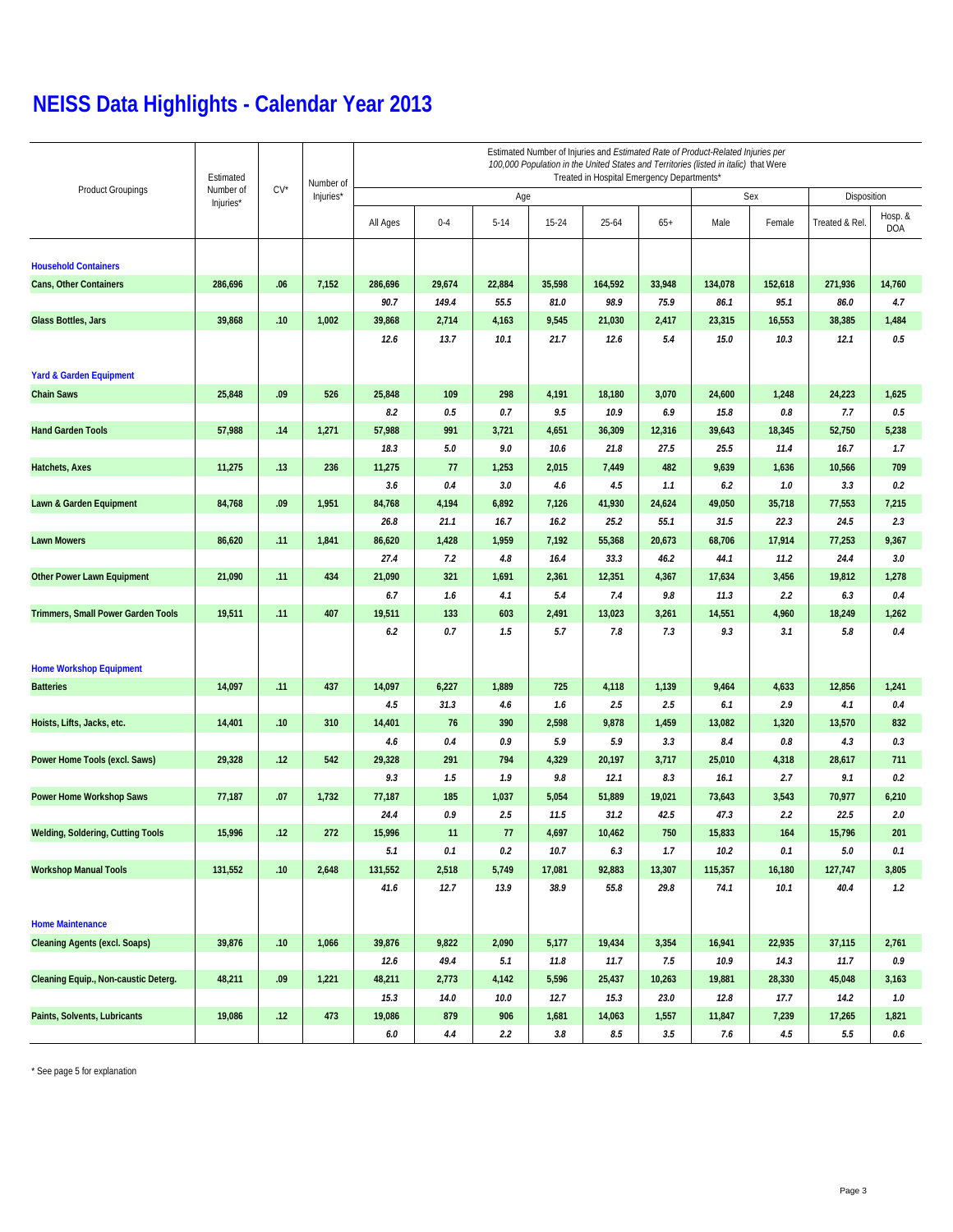# NEISS Data Highlights - Calendar Year 2013

| Product Groupings | Estimated Number of Injuries* | CV* | Number of Injuries* | Estimated Number of Injuries and *Estimated Rate of Product-Related Injuries per 100,000 Population in the United States and Territories (listed in italic)* that Were Treated in Hospital Emergency Departments* | | | | | | | | | |
|---|---|---|---|---|---|---|---|---|---|---|---|---|---|
| | | | | Age | | | | | | Sex | | Disposition | |
| | | | | All Ages | 0-4 | 5-14 | 15-24 | 25-64 | 65+ | Male | Female | Treated & Rel. | Hosp. & DOA |
| **Household Containers** | | | | | | | | | | | | | |
| **Cans, Other Containers** | 286,696 | .06 | 7,152 | 286,696 | 29,674 | 22,884 | 35,598 | 164,592 | 33,948 | 134,078 | 152,618 | 271,936 | 14,760 |
| | | | | *90.7* | *149.4* | *55.5* | *81.0* | *98.9* | *75.9* | *86.1* | *95.1* | *86.0* | *4.7* |
| **Glass Bottles, Jars** | 39,868 | .10 | 1,002 | 39,868 | 2,714 | 4,163 | 9,545 | 21,030 | 2,417 | 23,315 | 16,553 | 38,385 | 1,484 |
| | | | | *12.6* | *13.7* | *10.1* | *21.7* | *12.6* | *5.4* | *15.0* | *10.3* | *12.1* | *0.5* |
| **Yard & Garden Equipment** | | | | | | | | | | | | | |
| **Chain Saws** | 25,848 | .09 | 526 | 25,848 | 109 | 298 | 4,191 | 18,180 | 3,070 | 24,600 | 1,248 | 24,223 | 1,625 |
| | | | | *8.2* | *0.5* | *0.7* | *9.5* | *10.9* | *6.9* | *15.8* | *0.8* | *7.7* | *0.5* |
| **Hand Garden Tools** | 57,988 | .14 | 1,271 | 57,988 | 991 | 3,721 | 4,651 | 36,309 | 12,316 | 39,643 | 18,345 | 52,750 | 5,238 |
| | | | | *18.3* | *5.0* | *9.0* | *10.6* | *21.8* | *27.5* | *25.5* | *11.4* | *16.7* | *1.7* |
| **Hatchets, Axes** | 11,275 | .13 | 236 | 11,275 | 77 | 1,253 | 2,015 | 7,449 | 482 | 9,639 | 1,636 | 10,566 | 709 |
| | | | | *3.6* | *0.4* | *3.0* | *4.6* | *4.5* | *1.1* | *6.2* | *1.0* | *3.3* | *0.2* |
| **Lawn & Garden Equipment** | 84,768 | .09 | 1,951 | 84,768 | 4,194 | 6,892 | 7,126 | 41,930 | 24,624 | 49,050 | 35,718 | 77,553 | 7,215 |
| | | | | *26.8* | *21.1* | *16.7* | *16.2* | *25.2* | *55.1* | *31.5* | *22.3* | *24.5* | *2.3* |
| **Lawn Mowers** | 86,620 | .11 | 1,841 | 86,620 | 1,428 | 1,959 | 7,192 | 55,368 | 20,673 | 68,706 | 17,914 | 77,253 | 9,367 |
| | | | | *27.4* | *7.2* | *4.8* | *16.4* | *33.3* | *46.2* | *44.1* | *11.2* | *24.4* | *3.0* |
| **Other Power Lawn Equipment** | 21,090 | .11 | 434 | 21,090 | 321 | 1,691 | 2,361 | 12,351 | 4,367 | 17,634 | 3,456 | 19,812 | 1,278 |
| | | | | *6.7* | *1.6* | *4.1* | *5.4* | *7.4* | *9.8* | *11.3* | *2.2* | *6.3* | *0.4* |
| **Trimmers, Small Power Garden Tools** | 19,511 | .11 | 407 | 19,511 | 133 | 603 | 2,491 | 13,023 | 3,261 | 14,551 | 4,960 | 18,249 | 1,262 |
| | | | | *6.2* | *0.7* | *1.5* | *5.7* | *7.8* | *7.3* | *9.3* | *3.1* | *5.8* | *0.4* |
| **Home Workshop Equipment** | | | | | | | | | | | | | |
| **Batteries** | 14,097 | .11 | 437 | 14,097 | 6,227 | 1,889 | 725 | 4,118 | 1,139 | 9,464 | 4,633 | 12,856 | 1,241 |
| | | | | *4.5* | *31.3* | *4.6* | *1.6* | *2.5* | *2.5* | *6.1* | *2.9* | *4.1* | *0.4* |
| **Hoists, Lifts, Jacks, etc.** | 14,401 | .10 | 310 | 14,401 | 76 | 390 | 2,598 | 9,878 | 1,459 | 13,082 | 1,320 | 13,570 | 832 |
| | | | | *4.6* | *0.4* | *0.9* | *5.9* | *5.9* | *3.3* | *8.4* | *0.8* | *4.3* | *0.3* |
| **Power Home Tools (excl. Saws)** | 29,328 | .12 | 542 | 29,328 | 291 | 794 | 4,329 | 20,197 | 3,717 | 25,010 | 4,318 | 28,617 | 711 |
| | | | | *9.3* | *1.5* | *1.9* | *9.8* | *12.1* | *8.3* | *16.1* | *2.7* | *9.1* | *0.2* |
| **Power Home Workshop Saws** | 77,187 | .07 | 1,732 | 77,187 | 185 | 1,037 | 5,054 | 51,889 | 19,021 | 73,643 | 3,543 | 70,977 | 6,210 |
| | | | | *24.4* | *0.9* | *2.5* | *11.5* | *31.2* | *42.5* | *47.3* | *2.2* | *22.5* | *2.0* |
| **Welding, Soldering, Cutting Tools** | 15,996 | .12 | 272 | 15,996 | 11 | 77 | 4,697 | 10,462 | 750 | 15,833 | 164 | 15,796 | 201 |
| | | | | *5.1* | *0.1* | *0.2* | *10.7* | *6.3* | *1.7* | *10.2* | *0.1* | *5.0* | *0.1* |
| **Workshop Manual Tools** | 131,552 | .10 | 2,648 | 131,552 | 2,518 | 5,749 | 17,081 | 92,883 | 13,307 | 115,357 | 16,180 | 127,747 | 3,805 |
| | | | | *41.6* | *12.7* | *13.9* | *38.9* | *55.8* | *29.8* | *74.1* | *10.1* | *40.4* | *1.2* |
| **Home Maintenance** | | | | | | | | | | | | | |
| **Cleaning Agents (excl. Soaps)** | 39,876 | .10 | 1,066 | 39,876 | 9,822 | 2,090 | 5,177 | 19,434 | 3,354 | 16,941 | 22,935 | 37,115 | 2,761 |
| | | | | *12.6* | *49.4* | *5.1* | *11.8* | *11.7* | *7.5* | *10.9* | *14.3* | *11.7* | *0.9* |
| **Cleaning Equip., Non-caustic Deterg.** | 48,211 | .09 | 1,221 | 48,211 | 2,773 | 4,142 | 5,596 | 25,437 | 10,263 | 19,881 | 28,330 | 45,048 | 3,163 |
| | | | | *15.3* | *14.0* | *10.0* | *12.7* | *15.3* | *23.0* | *12.8* | *17.7* | *14.2* | *1.0* |
| **Paints, Solvents, Lubricants** | 19,086 | .12 | 473 | 19,086 | 879 | 906 | 1,681 | 14,063 | 1,557 | 11,847 | 7,239 | 17,265 | 1,821 |
| | | | | *6.0* | *4.4* | *2.2* | *3.8* | *8.5* | *3.5* | *7.6* | *4.5* | *5.5* | *0.6* |

\* See page 5 for explanation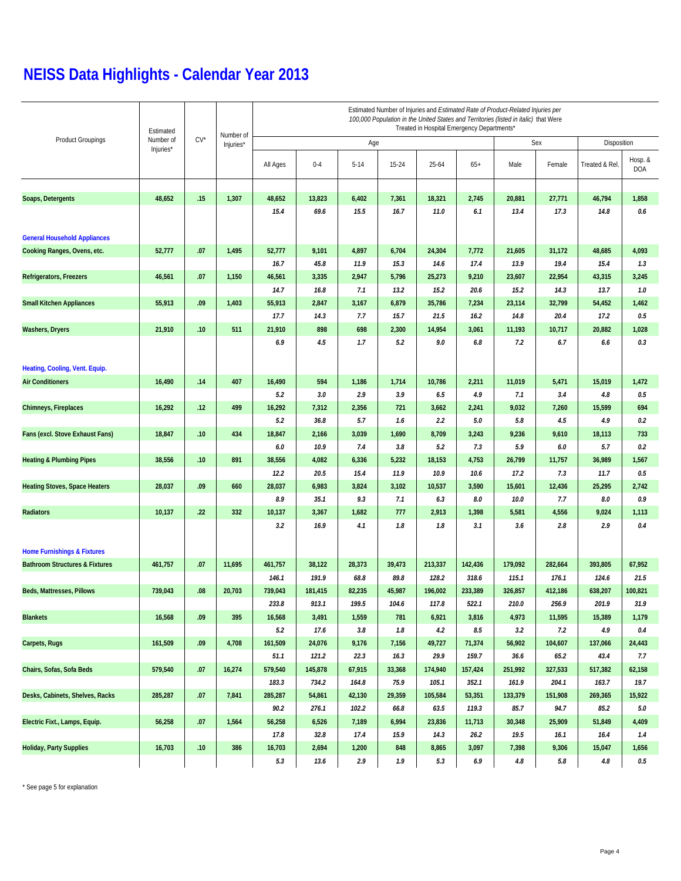# NEISS Data Highlights - Calendar Year 2013

| Product Groupings | Estimated Number of Injuries* | CV* | Number of Injuries* | Estimated Number of Injuries and *Estimated Rate of Product-Related Injuries per 100,000 Population in the United States and Territories (listed in italic)* that Were Treated in Hospital Emergency Departments* | | | | | | | | | |
|---|---|---|---|---|---|---|---|---|---|---|---|---|---|
| | | | | Age | | | | | | Sex | | Disposition | |
| | | | | All Ages | 0-4 | 5-14 | 15-24 | 25-64 | 65+ | Male | Female | Treated & Rel. | Hosp. & DOA |
| **Soaps, Detergents** | 48,652 | .15 | 1,307 | 48,652 | 13,823 | 6,402 | 7,361 | 18,321 | 2,745 | 20,881 | 27,771 | 46,794 | 1,858 |
| | | | | *15.4* | *69.6* | *15.5* | *16.7* | *11.0* | *6.1* | *13.4* | *17.3* | *14.8* | *0.6* |
| **General Household Appliances** | | | | | | | | | | | | | |
| **Cooking Ranges, Ovens, etc.** | 52,777 | .07 | 1,495 | 52,777 | 9,101 | 4,897 | 6,704 | 24,304 | 7,772 | 21,605 | 31,172 | 48,685 | 4,093 |
| | | | | *16.7* | *45.8* | *11.9* | *15.3* | *14.6* | *17.4* | *13.9* | *19.4* | *15.4* | *1.3* |
| **Refrigerators, Freezers** | 46,561 | .07 | 1,150 | 46,561 | 3,335 | 2,947 | 5,796 | 25,273 | 9,210 | 23,607 | 22,954 | 43,315 | 3,245 |
| | | | | *14.7* | *16.8* | *7.1* | *13.2* | *15.2* | *20.6* | *15.2* | *14.3* | *13.7* | *1.0* |
| **Small Kitchen Appliances** | 55,913 | .09 | 1,403 | 55,913 | 2,847 | 3,167 | 6,879 | 35,786 | 7,234 | 23,114 | 32,799 | 54,452 | 1,462 |
| | | | | *17.7* | *14.3* | *7.7* | *15.7* | *21.5* | *16.2* | *14.8* | *20.4* | *17.2* | *0.5* |
| **Washers, Dryers** | 21,910 | .10 | 511 | 21,910 | 898 | 698 | 2,300 | 14,954 | 3,061 | 11,193 | 10,717 | 20,882 | 1,028 |
| | | | | *6.9* | *4.5* | *1.7* | *5.2* | *9.0* | *6.8* | *7.2* | *6.7* | *6.6* | *0.3* |
| **Heating, Cooling, Vent. Equip.** | | | | | | | | | | | | | |
| **Air Conditioners** | 16,490 | .14 | 407 | 16,490 | 594 | 1,186 | 1,714 | 10,786 | 2,211 | 11,019 | 5,471 | 15,019 | 1,472 |
| | | | | *5.2* | *3.0* | *2.9* | *3.9* | *6.5* | *4.9* | *7.1* | *3.4* | *4.8* | *0.5* |
| **Chimneys, Fireplaces** | 16,292 | .12 | 499 | 16,292 | 7,312 | 2,356 | 721 | 3,662 | 2,241 | 9,032 | 7,260 | 15,599 | 694 |
| | | | | *5.2* | *36.8* | *5.7* | *1.6* | *2.2* | *5.0* | *5.8* | *4.5* | *4.9* | *0.2* |
| **Fans (excl. Stove Exhaust Fans)** | 18,847 | .10 | 434 | 18,847 | 2,166 | 3,039 | 1,690 | 8,709 | 3,243 | 9,236 | 9,610 | 18,113 | 733 |
| | | | | *6.0* | *10.9* | *7.4* | *3.8* | *5.2* | *7.3* | *5.9* | *6.0* | *5.7* | *0.2* |
| **Heating & Plumbing Pipes** | 38,556 | .10 | 891 | 38,556 | 4,082 | 6,336 | 5,232 | 18,153 | 4,753 | 26,799 | 11,757 | 36,989 | 1,567 |
| | | | | *12.2* | *20.5* | *15.4* | *11.9* | *10.9* | *10.6* | *17.2* | *7.3* | *11.7* | *0.5* |
| **Heating Stoves, Space Heaters** | 28,037 | .09 | 660 | 28,037 | 6,983 | 3,824 | 3,102 | 10,537 | 3,590 | 15,601 | 12,436 | 25,295 | 2,742 |
| | | | | *8.9* | *35.1* | *9.3* | *7.1* | *6.3* | *8.0* | *10.0* | *7.7* | *8.0* | *0.9* |
| **Radiators** | 10,137 | .22 | 332 | 10,137 | 3,367 | 1,682 | 777 | 2,913 | 1,398 | 5,581 | 4,556 | 9,024 | 1,113 |
| | | | | *3.2* | *16.9* | *4.1* | *1.8* | *1.8* | *3.1* | *3.6* | *2.8* | *2.9* | *0.4* |
| **Home Furnishings & Fixtures** | | | | | | | | | | | | | |
| **Bathroom Structures & Fixtures** | 461,757 | .07 | 11,695 | 461,757 | 38,122 | 28,373 | 39,473 | 213,337 | 142,436 | 179,092 | 282,664 | 393,805 | 67,952 |
| | | | | *146.1* | *191.9* | *68.8* | *89.8* | *128.2* | *318.6* | *115.1* | *176.1* | *124.6* | *21.5* |
| **Beds, Mattresses, Pillows** | 739,043 | .08 | 20,703 | 739,043 | 181,415 | 82,235 | 45,987 | 196,002 | 233,389 | 326,857 | 412,186 | 638,207 | 100,821 |
| | | | | *233.8* | *913.1* | *199.5* | *104.6* | *117.8* | *522.1* | *210.0* | *256.9* | *201.9* | *31.9* |
| **Blankets** | 16,568 | .09 | 395 | 16,568 | 3,491 | 1,559 | 781 | 6,921 | 3,816 | 4,973 | 11,595 | 15,389 | 1,179 |
| | | | | *5.2* | *17.6* | *3.8* | *1.8* | *4.2* | *8.5* | *3.2* | *7.2* | *4.9* | *0.4* |
| **Carpets, Rugs** | 161,509 | .09 | 4,708 | 161,509 | 24,076 | 9,176 | 7,156 | 49,727 | 71,374 | 56,902 | 104,607 | 137,066 | 24,443 |
| | | | | *51.1* | *121.2* | *22.3* | *16.3* | *29.9* | *159.7* | *36.6* | *65.2* | *43.4* | *7.7* |
| **Chairs, Sofas, Sofa Beds** | 579,540 | .07 | 16,274 | 579,540 | 145,878 | 67,915 | 33,368 | 174,940 | 157,424 | 251,992 | 327,533 | 517,382 | 62,158 |
| | | | | *183.3* | *734.2* | *164.8* | *75.9* | *105.1* | *352.1* | *161.9* | *204.1* | *163.7* | *19.7* |
| **Desks, Cabinets, Shelves, Racks** | 285,287 | .07 | 7,841 | 285,287 | 54,861 | 42,130 | 29,359 | 105,584 | 53,351 | 133,379 | 151,908 | 269,365 | 15,922 |
| | | | | *90.2* | *276.1* | *102.2* | *66.8* | *63.5* | *119.3* | *85.7* | *94.7* | *85.2* | *5.0* |
| **Electric Fixt., Lamps, Equip.** | 56,258 | .07 | 1,564 | 56,258 | 6,526 | 7,189 | 6,994 | 23,836 | 11,713 | 30,348 | 25,909 | 51,849 | 4,409 |
| | | | | *17.8* | *32.8* | *17.4* | *15.9* | *14.3* | *26.2* | *19.5* | *16.1* | *16.4* | *1.4* |
| **Holiday, Party Supplies** | 16,703 | .10 | 386 | 16,703 | 2,694 | 1,200 | 848 | 8,865 | 3,097 | 7,398 | 9,306 | 15,047 | 1,656 |
| | | | | *5.3* | *13.6* | *2.9* | *1.9* | *5.3* | *6.9* | *4.8* | *5.8* | *4.8* | *0.5* |

* See page 5 for explanation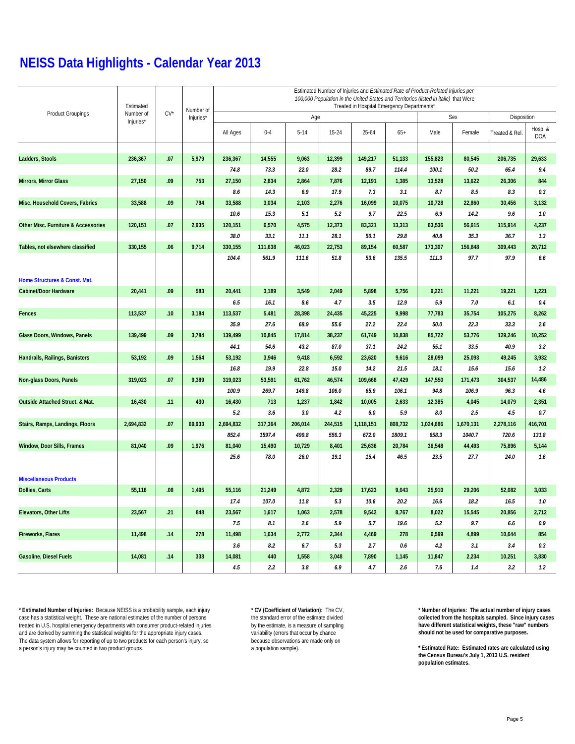# NEISS Data Highlights - Calendar Year 2013

| Product Groupings | Estimated Number of Injuries* | CV* | Number of Injuries* | Estimated Number of Injuries and *Estimated Rate of Product-Related Injuries per 100,000 Population in the United States and Territories (listed in italic)* that Were Treated in Hospital Emergency Departments* | | | | | | | | | |
|---|---|---|---|---|---|---|---|---|---|---|---|---|---|
| | | | | Age | | | | | | Sex | | Disposition | |
| | | | | All Ages | 0-4 | 5-14 | 15-24 | 25-64 | 65+ | Male | Female | Treated & Rel. | Hosp. & DOA |
| **Ladders, Stools** | **236,367** | **.07** | **5,979** | **236,367** | **14,555** | **9,063** | **12,399** | **149,217** | **51,133** | **155,823** | **80,545** | **206,735** | **29,633** |
| | | | | *74.8* | *73.3* | *22.0* | *28.2* | *89.7* | *114.4* | *100.1* | *50.2* | *65.4* | *9.4* |
| **Mirrors, Mirror Glass** | **27,150** | **.09** | **753** | **27,150** | **2,834** | **2,864** | **7,876** | **12,191** | **1,385** | **13,528** | **13,622** | **26,306** | **844** |
| | | | | *8.6* | *14.3* | *6.9* | *17.9* | *7.3* | *3.1* | *8.7* | *8.5* | *8.3* | *0.3* |
| **Misc. Household Covers, Fabrics** | **33,588** | **.09** | **794** | **33,588** | **3,034** | **2,103** | **2,276** | **16,099** | **10,075** | **10,728** | **22,860** | **30,456** | **3,132** |
| | | | | *10.6* | *15.3* | *5.1* | *5.2* | *9.7* | *22.5* | *6.9* | *14.2* | *9.6* | *1.0* |
| **Other Misc. Furniture & Accessories** | **120,151** | **.07** | **2,935** | **120,151** | **6,570** | **4,575** | **12,373** | **83,321** | **13,313** | **63,536** | **56,615** | **115,914** | **4,237** |
| | | | | *38.0* | *33.1* | *11.1* | *28.1* | *50.1* | *29.8* | *40.8* | *35.3* | *36.7* | *1.3* |
| **Tables, not elsewhere classified** | **330,155** | **.06** | **9,714** | **330,155** | **111,638** | **46,023** | **22,753** | **89,154** | **60,587** | **173,307** | **156,848** | **309,443** | **20,712** |
| | | | | *104.4* | *561.9* | *111.6* | *51.8* | *53.6* | *135.5* | *111.3* | *97.7* | *97.9* | *6.6* |
| **Home Structures & Const. Mat.** | | | | | | | | | | | | | |
| **Cabinet/Door Hardware** | **20,441** | **.09** | **583** | **20,441** | **3,189** | **3,549** | **2,049** | **5,898** | **5,756** | **9,221** | **11,221** | **19,221** | **1,221** |
| | | | | *6.5* | *16.1* | *8.6* | *4.7* | *3.5* | *12.9* | *5.9* | *7.0* | *6.1* | *0.4* |
| **Fences** | **113,537** | **.10** | **3,184** | **113,537** | **5,481** | **28,398** | **24,435** | **45,225** | **9,998** | **77,783** | **35,754** | **105,275** | **8,262** |
| | | | | *35.9* | *27.6* | *68.9* | *55.6* | *27.2* | *22.4* | *50.0* | *22.3* | *33.3* | *2.6* |
| **Glass Doors, Windows, Panels** | **139,499** | **.09** | **3,784** | **139,499** | **10,845** | **17,814** | **38,237** | **61,749** | **10,838** | **85,722** | **53,776** | **129,246** | **10,252** |
| | | | | *44.1* | *54.6* | *43.2* | *87.0* | *37.1* | *24.2* | *55.1* | *33.5* | *40.9* | *3.2* |
| **Handrails, Railings, Banisters** | **53,192** | **.09** | **1,564** | **53,192** | **3,946** | **9,418** | **6,592** | **23,620** | **9,616** | **28,099** | **25,093** | **49,245** | **3,932** |
| | | | | *16.8* | *19.9* | *22.8* | *15.0* | *14.2* | *21.5* | *18.1* | *15.6* | *15.6* | *1.2* |
| **Non-glass Doors, Panels** | **319,023** | **.07** | **9,389** | **319,023** | **53,591** | **61,762** | **46,574** | **109,668** | **47,429** | **147,550** | **171,473** | **304,537** | **14,486** |
| | | | | *100.9* | *269.7* | *149.8* | *106.0* | *65.9* | *106.1* | *94.8* | *106.9* | *96.3* | *4.6* |
| **Outside Attached Struct. & Mat.** | **16,430** | **.11** | **430** | **16,430** | **713** | **1,237** | **1,842** | **10,005** | **2,633** | **12,385** | **4,045** | **14,079** | **2,351** |
| | | | | *5.2* | *3.6* | *3.0* | *4.2* | *6.0* | *5.9* | *8.0* | *2.5* | *4.5* | *0.7* |
| **Stairs, Ramps, Landings, Floors** | **2,694,832** | **.07** | **69,933** | **2,694,832** | **317,364** | **206,014** | **244,515** | **1,118,151** | **808,732** | **1,024,686** | **1,670,131** | **2,278,116** | **416,701** |
| | | | | *852.4* | *1597.4* | *499.8* | *556.3* | *672.0* | *1809.1* | *658.3* | *1040.7* | *720.6* | *131.8* |
| **Window, Door Sills, Frames** | **81,040** | **.09** | **1,976** | **81,040** | **15,490** | **10,729** | **8,401** | **25,636** | **20,784** | **36,548** | **44,493** | **75,896** | **5,144** |
| | | | | *25.6* | *78.0* | *26.0* | *19.1* | *15.4* | *46.5* | *23.5* | *27.7* | *24.0* | *1.6* |
| **Miscellaneous Products** | | | | | | | | | | | | | |
| **Dollies, Carts** | **55,116** | **.08** | **1,495** | **55,116** | **21,249** | **4,872** | **2,329** | **17,623** | **9,043** | **25,910** | **29,206** | **52,082** | **3,033** |
| | | | | *17.4* | *107.0* | *11.8* | *5.3* | *10.6* | *20.2* | *16.6* | *18.2* | *16.5* | *1.0* |
| **Elevators, Other Lifts** | **23,567** | **.21** | **848** | **23,567** | **1,617** | **1,063** | **2,578** | **9,542** | **8,767** | **8,022** | **15,545** | **20,856** | **2,712** |
| | | | | *7.5* | *8.1* | *2.6* | *5.9* | *5.7* | *19.6* | *5.2* | *9.7* | *6.6* | *0.9* |
| **Fireworks, Flares** | **11,498** | **.14** | **278** | **11,498** | **1,634** | **2,772** | **2,344** | **4,469** | **278** | **6,599** | **4,899** | **10,644** | **854** |
| | | | | *3.6* | *8.2* | *6.7* | *5.3* | *2.7* | *0.6* | *4.2* | *3.1* | *3.4* | *0.3* |
| **Gasoline, Diesel Fuels** | **14,081** | **.14** | **338** | **14,081** | **440** | **1,558** | **3,048** | **7,890** | **1,145** | **11,847** | **2,234** | **10,251** | **3,830** |
| | | | | *4.5* | *2.2* | *3.8* | *6.9* | *4.7* | *2.6* | *7.6* | *1.4* | *3.2* | *1.2* |

**\* Estimated Number of Injuries:** Because NEISS is a probability sample, each injury case has a statistical weight. These are national estimates of the number of persons treated in U.S. hospital emergency departments with consumer product-related injuries and are derived by summing the statistical weights for the appropriate injury cases. The data system allows for reporting of up to two products for each person's injury, so a person's injury may be counted in two product groups.

**\* CV (Coefficient of Variation):** The CV, the standard error of the estimate divided by the estimate, is a measure of sampling variability (errors that occur by chance because observations are made only on a population sample).

**\* Number of Injuries: The actual number of injury cases collected from the hospitals sampled. Since injury cases have different statistical weights, these "raw" numbers should not be used for comparative purposes.**

**\* Estimated Rate: Estimated rates are calculated using the Census Bureau's July 1, 2013 U.S. resident population estimates.**